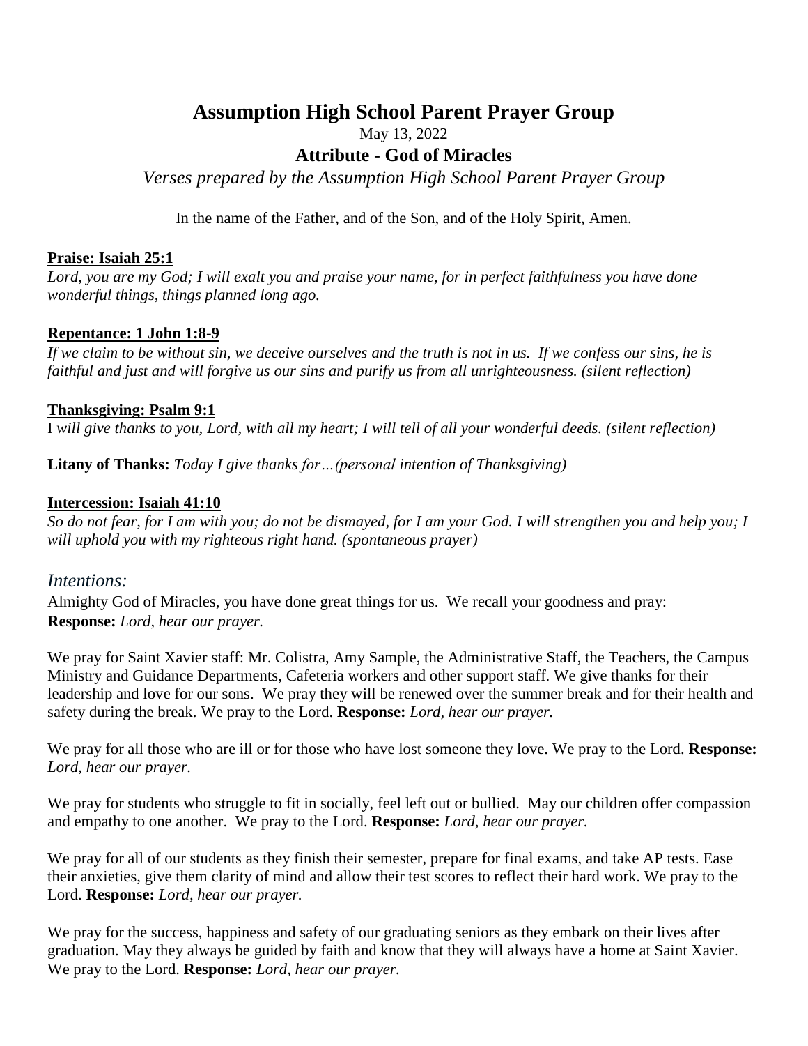# Assumption High School Parent Prayer Group

May 13, 2022

## Attribute - God of Miracles

*Verses prepared by the Assumption High School Parent Prayer Group*

In the name of the Father, and of the Son, and of the Holy Spirit, Amen.

**Praise: Isaiah 25:1**

*Lord, you are my God; I will exalt you and praise your name, for in perfect faithfulness you have done wonderful things, things planned long ago.*

**Repentance: 1 John 1:8-9**

*If we claim to be without sin, we deceive ourselves and the truth is not in us. If we confess our sins, he is faithful and just and will forgive us our sins and purify us from all unrighteousness. (silent reflection)*

**Thanksgiving: Psalm 9:1**

I *will give thanks to you, Lord, with all my heart; I will tell of all your wonderful deeds. (silent reflection)*

**Litany of Thanks:** *Today I give thanks for…(personal intention of Thanksgiving)*

**Intercession: Isaiah 41:10**

*So do not fear, for I am with you; do not be dismayed, for I am your God. I will strengthen you and help you; I will uphold you with my righteous right hand. (spontaneous prayer)*

*Intentions:*

Almighty God of Miracles, you have done great things for us. We recall your goodness and pray:
**Response:** *Lord, hear our prayer.*

We pray for Saint Xavier staff: Mr. Colistra, Amy Sample, the Administrative Staff, the Teachers, the Campus Ministry and Guidance Departments, Cafeteria workers and other support staff. We give thanks for their leadership and love for our sons. We pray they will be renewed over the summer break and for their health and safety during the break. We pray to the Lord. **Response:** *Lord, hear our prayer.*

We pray for all those who are ill or for those who have lost someone they love. We pray to the Lord. **Response:** *Lord, hear our prayer.*

We pray for students who struggle to fit in socially, feel left out or bullied. May our children offer compassion and empathy to one another. We pray to the Lord. **Response:** *Lord, hear our prayer.*

We pray for all of our students as they finish their semester, prepare for final exams, and take AP tests. Ease their anxieties, give them clarity of mind and allow their test scores to reflect their hard work. We pray to the Lord. **Response:** *Lord, hear our prayer.*

We pray for the success, happiness and safety of our graduating seniors as they embark on their lives after graduation. May they always be guided by faith and know that they will always have a home at Saint Xavier. We pray to the Lord. **Response:** *Lord, hear our prayer.*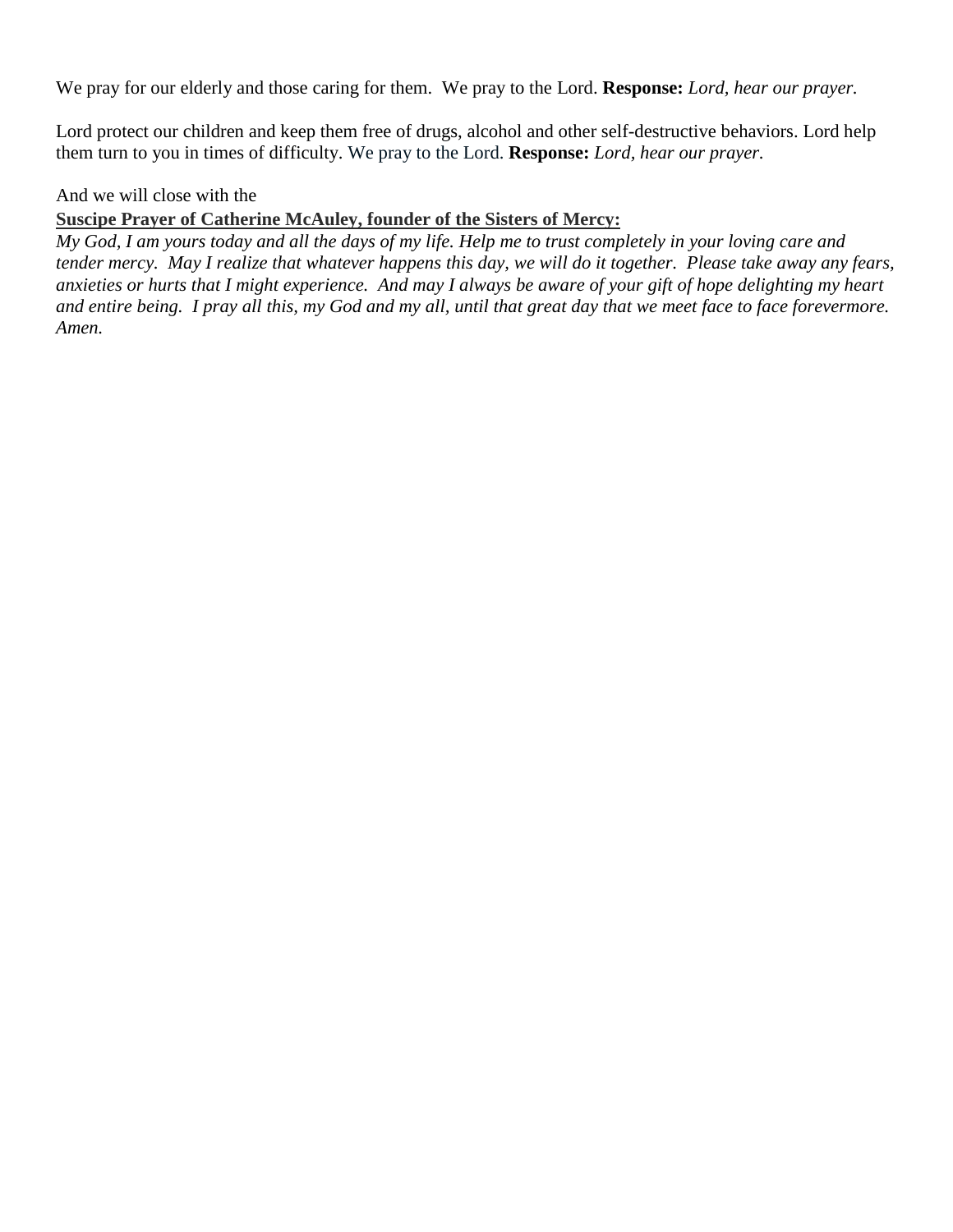We pray for our elderly and those caring for them. We pray to the Lord. **Response:** *Lord, hear our prayer.*

Lord protect our children and keep them free of drugs, alcohol and other self-destructive behaviors. Lord help them turn to you in times of difficulty. We pray to the Lord. **Response:** *Lord, hear our prayer.*

And we will close with the

**Suscipe Prayer of Catherine McAuley, founder of the Sisters of Mercy:**

*My God, I am yours today and all the days of my life. Help me to trust completely in your loving care and tender mercy. May I realize that whatever happens this day, we will do it together. Please take away any fears, anxieties or hurts that I might experience. And may I always be aware of your gift of hope delighting my heart and entire being. I pray all this, my God and my all, until that great day that we meet face to face forevermore. Amen.*